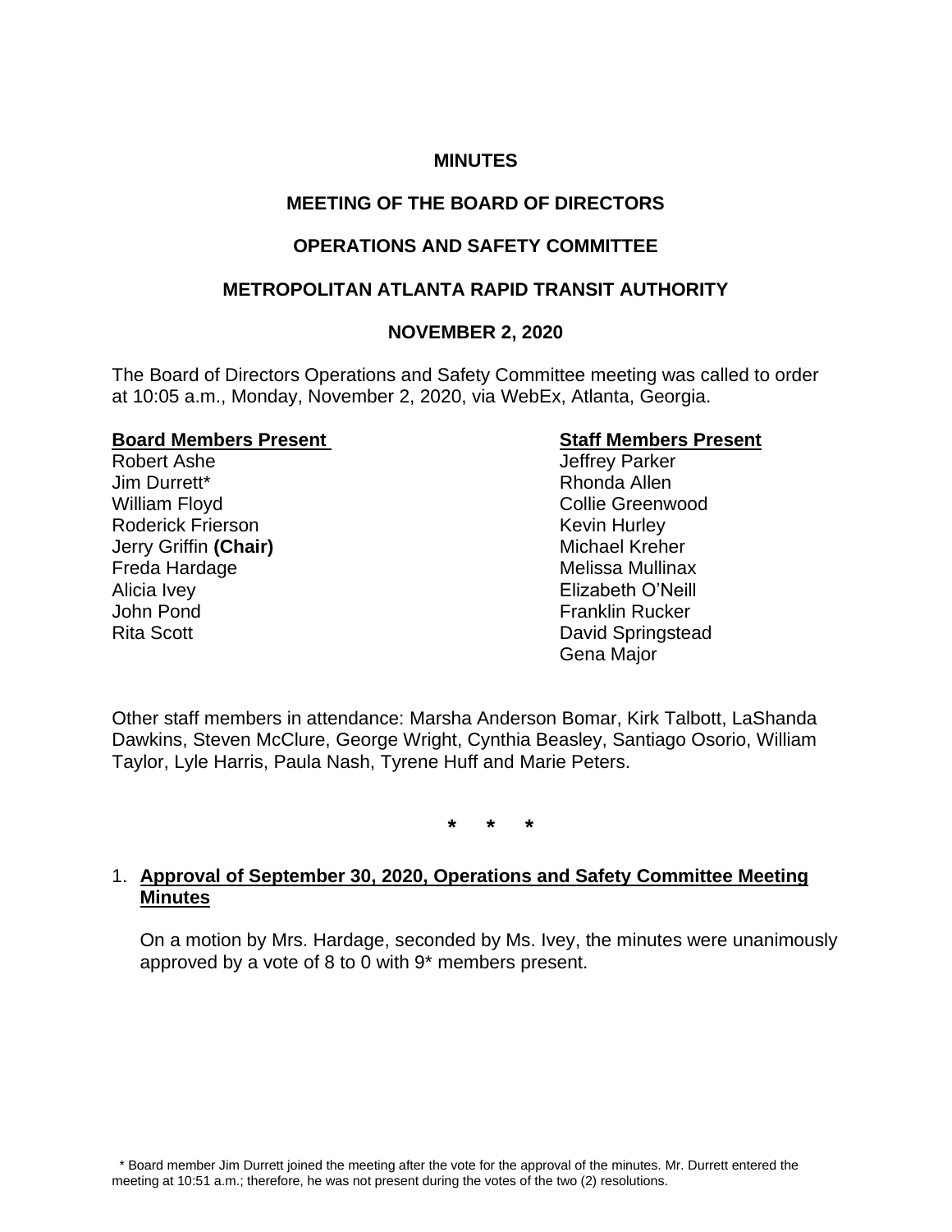**MINUTES**

**MEETING OF THE BOARD OF DIRECTORS**

**OPERATIONS AND SAFETY COMMITTEE**

**METROPOLITAN ATLANTA RAPID TRANSIT AUTHORITY**

**NOVEMBER 2, 2020**

The Board of Directors Operations and Safety Committee meeting was called to order at 10:05 a.m., Monday, November 2, 2020, via WebEx, Atlanta, Georgia.

| **Board Members Present** | **Staff Members Present** |
|---|---|
| Robert Ashe | Jeffrey Parker |
| Jim Durrett* | Rhonda Allen |
| William Floyd | Collie Greenwood |
| Roderick Frierson | Kevin Hurley |
| Jerry Griffin **(Chair)** | Michael Kreher |
| Freda Hardage | Melissa Mullinax |
| Alicia Ivey | Elizabeth O'Neill |
| John Pond | Franklin Rucker |
| Rita Scott | David Springstead |
| | Gena Major |

Other staff members in attendance: Marsha Anderson Bomar, Kirk Talbott, LaShanda Dawkins, Steven McClure, George Wright, Cynthia Beasley, Santiago Osorio, William Taylor, Lyle Harris, Paula Nash, Tyrene Huff and Marie Peters.

\* \* \*

1. **Approval of September 30, 2020, Operations and Safety Committee Meeting Minutes**

   On a motion by Mrs. Hardage, seconded by Ms. Ivey, the minutes were unanimously approved by a vote of 8 to 0 with 9* members present.

\* Board member Jim Durrett joined the meeting after the vote for the approval of the minutes. Mr. Durrett entered the meeting at 10:51 a.m.; therefore, he was not present during the votes of the two (2) resolutions.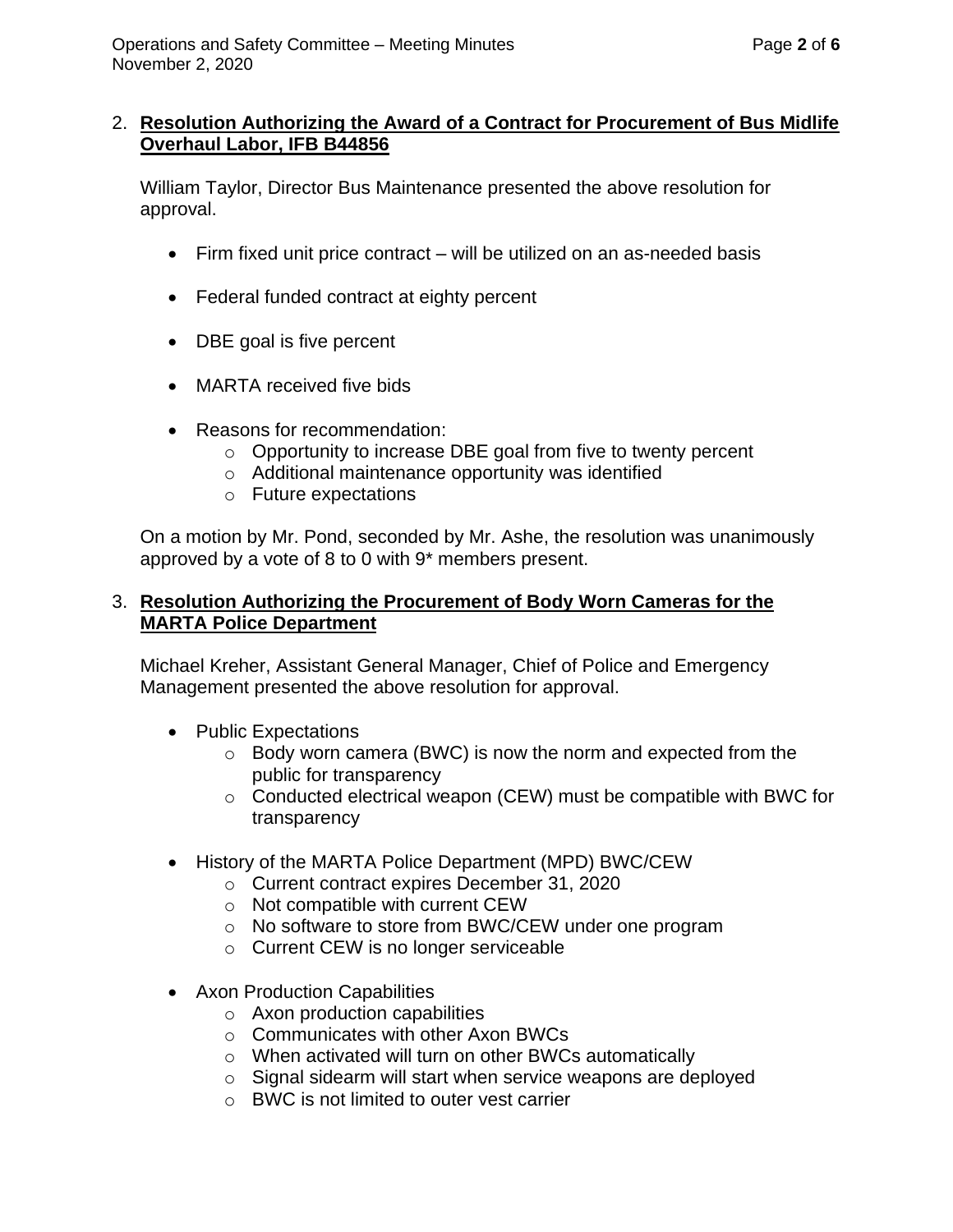2. **Resolution Authorizing the Award of a Contract for Procurement of Bus Midlife Overhaul Labor, IFB B44856**

   William Taylor, Director Bus Maintenance presented the above resolution for approval.

   - Firm fixed unit price contract – will be utilized on an as-needed basis
   - Federal funded contract at eighty percent
   - DBE goal is five percent
   - MARTA received five bids
   - Reasons for recommendation:
     - Opportunity to increase DBE goal from five to twenty percent
     - Additional maintenance opportunity was identified
     - Future expectations

   On a motion by Mr. Pond, seconded by Mr. Ashe, the resolution was unanimously approved by a vote of 8 to 0 with 9* members present.

3. **Resolution Authorizing the Procurement of Body Worn Cameras for the MARTA Police Department**

   Michael Kreher, Assistant General Manager, Chief of Police and Emergency Management presented the above resolution for approval.

   - Public Expectations
     - Body worn camera (BWC) is now the norm and expected from the public for transparency
     - Conducted electrical weapon (CEW) must be compatible with BWC for transparency
   - History of the MARTA Police Department (MPD) BWC/CEW
     - Current contract expires December 31, 2020
     - Not compatible with current CEW
     - No software to store from BWC/CEW under one program
     - Current CEW is no longer serviceable
   - Axon Production Capabilities
     - Axon production capabilities
     - Communicates with other Axon BWCs
     - When activated will turn on other BWCs automatically
     - Signal sidearm will start when service weapons are deployed
     - BWC is not limited to outer vest carrier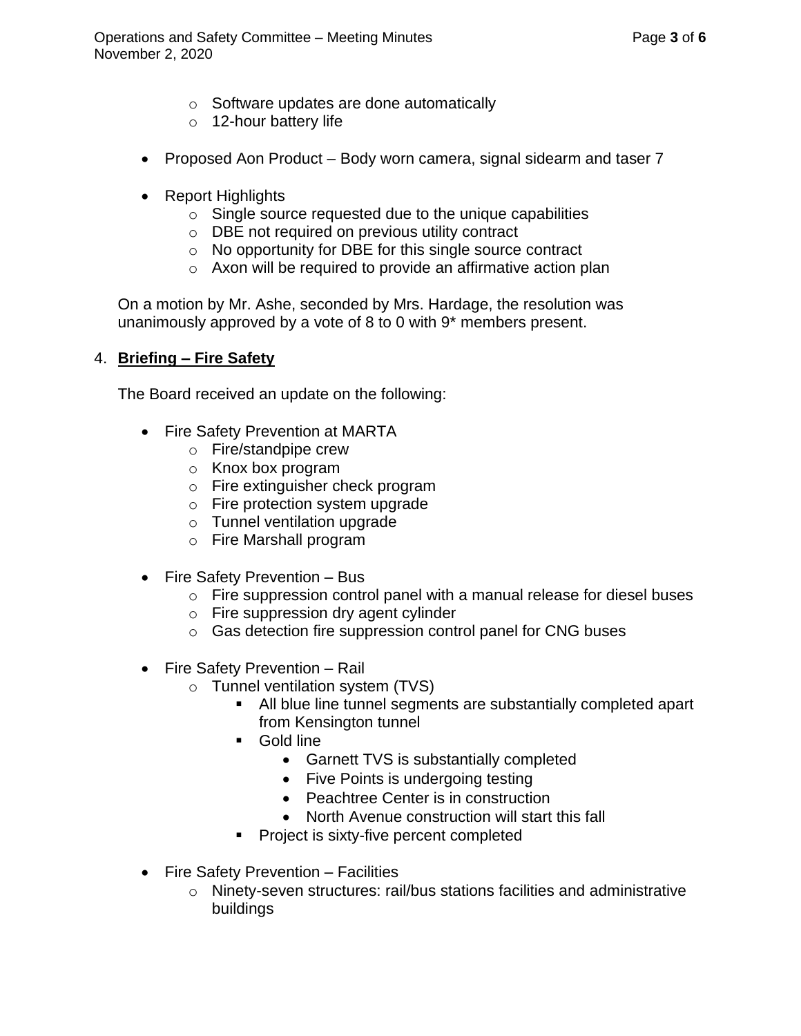- Software updates are done automatically
- 12-hour battery life

- Proposed Aon Product – Body worn camera, signal sidearm and taser 7

- Report Highlights
  - Single source requested due to the unique capabilities
  - DBE not required on previous utility contract
  - No opportunity for DBE for this single source contract
  - Axon will be required to provide an affirmative action plan

On a motion by Mr. Ashe, seconded by Mrs. Hardage, the resolution was unanimously approved by a vote of 8 to 0 with 9* members present.

4. **Briefing – Fire Safety**

The Board received an update on the following:

- Fire Safety Prevention at MARTA
  - Fire/standpipe crew
  - Knox box program
  - Fire extinguisher check program
  - Fire protection system upgrade
  - Tunnel ventilation upgrade
  - Fire Marshall program

- Fire Safety Prevention – Bus
  - Fire suppression control panel with a manual release for diesel buses
  - Fire suppression dry agent cylinder
  - Gas detection fire suppression control panel for CNG buses

- Fire Safety Prevention – Rail
  - Tunnel ventilation system (TVS)
    - All blue line tunnel segments are substantially completed apart from Kensington tunnel
    - Gold line
      - Garnett TVS is substantially completed
      - Five Points is undergoing testing
      - Peachtree Center is in construction
      - North Avenue construction will start this fall
    - Project is sixty-five percent completed

- Fire Safety Prevention – Facilities
  - Ninety-seven structures: rail/bus stations facilities and administrative buildings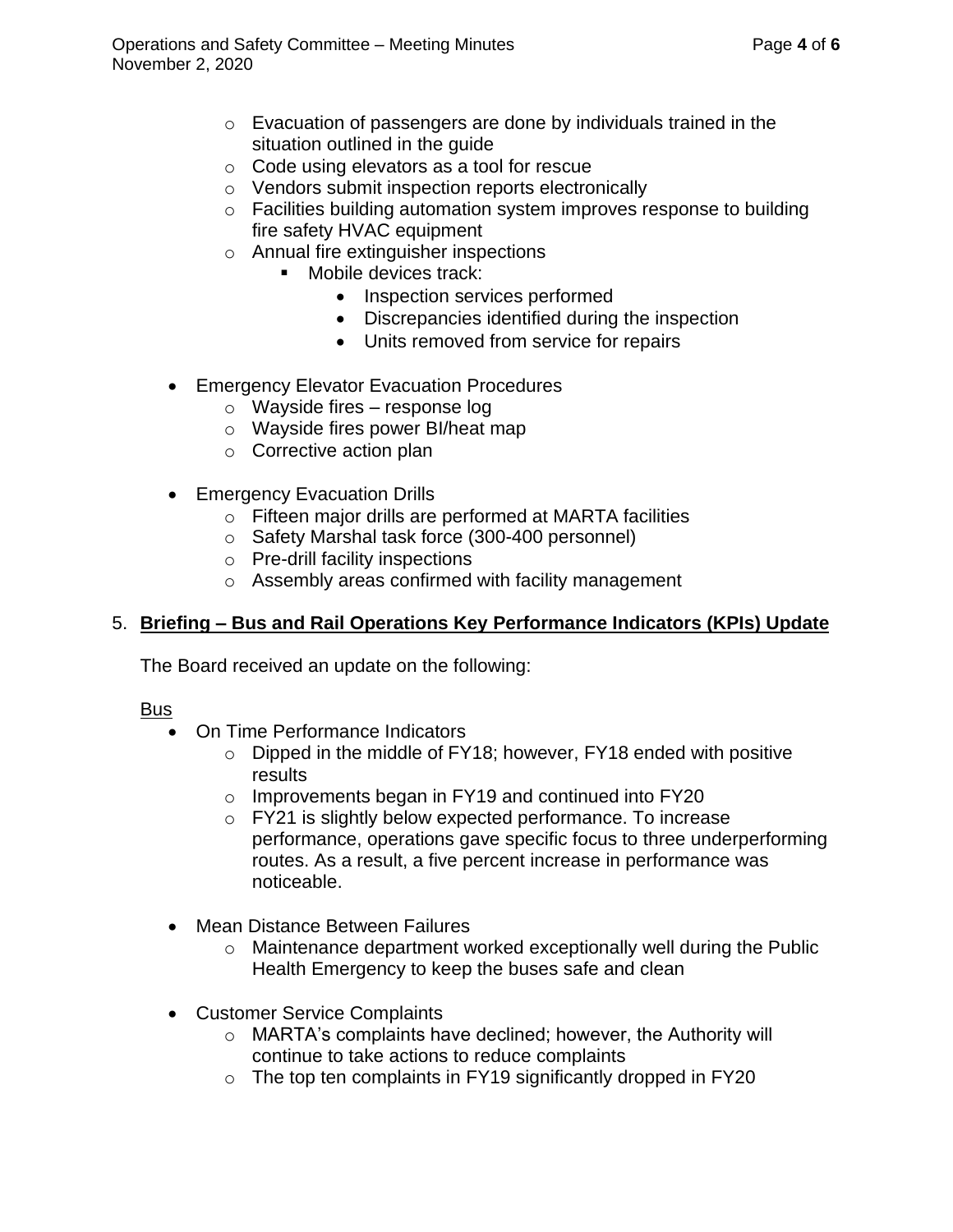- Evacuation of passengers are done by individuals trained in the situation outlined in the guide
    - Code using elevators as a tool for rescue
    - Vendors submit inspection reports electronically
    - Facilities building automation system improves response to building fire safety HVAC equipment
    - Annual fire extinguisher inspections
        - Mobile devices track:
            - Inspection services performed
            - Discrepancies identified during the inspection
            - Units removed from service for repairs

- Emergency Elevator Evacuation Procedures
    - Wayside fires – response log
    - Wayside fires power BI/heat map
    - Corrective action plan

- Emergency Evacuation Drills
    - Fifteen major drills are performed at MARTA facilities
    - Safety Marshal task force (300-400 personnel)
    - Pre-drill facility inspections
    - Assembly areas confirmed with facility management

5. **Briefing – Bus and Rail Operations Key Performance Indicators (KPIs) Update**

The Board received an update on the following:

Bus

- On Time Performance Indicators
    - Dipped in the middle of FY18; however, FY18 ended with positive results
    - Improvements began in FY19 and continued into FY20
    - FY21 is slightly below expected performance. To increase performance, operations gave specific focus to three underperforming routes. As a result, a five percent increase in performance was noticeable.

- Mean Distance Between Failures
    - Maintenance department worked exceptionally well during the Public Health Emergency to keep the buses safe and clean

- Customer Service Complaints
    - MARTA's complaints have declined; however, the Authority will continue to take actions to reduce complaints
    - The top ten complaints in FY19 significantly dropped in FY20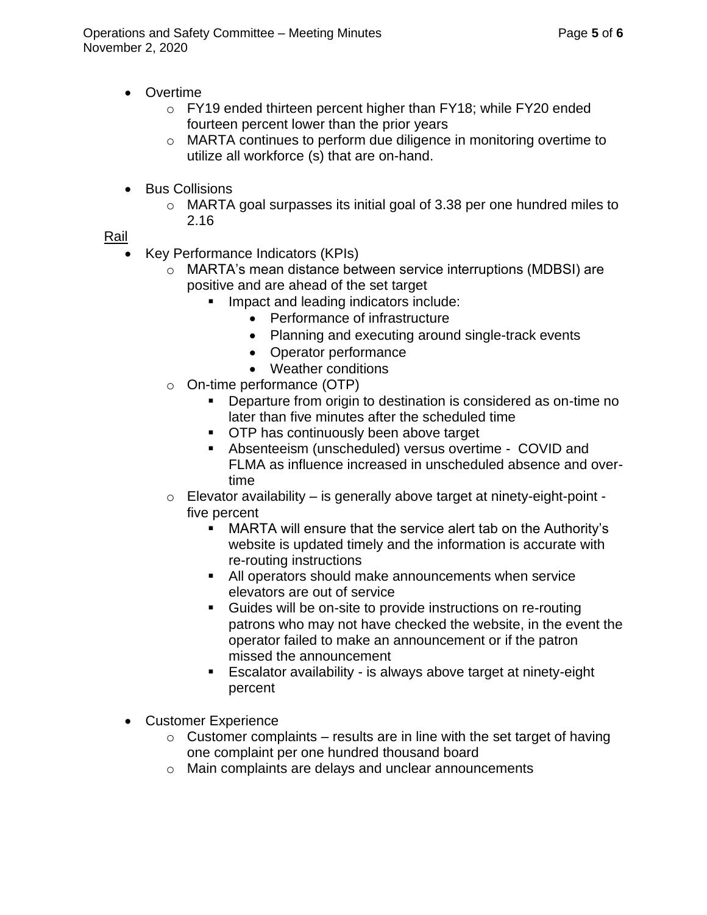- Overtime
    - FY19 ended thirteen percent higher than FY18; while FY20 ended fourteen percent lower than the prior years
    - MARTA continues to perform due diligence in monitoring overtime to utilize all workforce (s) that are on-hand.

- Bus Collisions
    - MARTA goal surpasses its initial goal of 3.38 per one hundred miles to 2.16

<u>Rail</u>

- Key Performance Indicators (KPIs)
    - MARTA's mean distance between service interruptions (MDBSI) are positive and are ahead of the set target
        - Impact and leading indicators include:
            - Performance of infrastructure
            - Planning and executing around single-track events
            - Operator performance
            - Weather conditions
    - On-time performance (OTP)
        - Departure from origin to destination is considered as on-time no later than five minutes after the scheduled time
        - OTP has continuously been above target
        - Absenteeism (unscheduled) versus overtime - COVID and FLMA as influence increased in unscheduled absence and over-time
    - Elevator availability – is generally above target at ninety-eight-point - five percent
        - MARTA will ensure that the service alert tab on the Authority's website is updated timely and the information is accurate with re-routing instructions
        - All operators should make announcements when service elevators are out of service
        - Guides will be on-site to provide instructions on re-routing patrons who may not have checked the website, in the event the operator failed to make an announcement or if the patron missed the announcement
        - Escalator availability - is always above target at ninety-eight percent

- Customer Experience
    - Customer complaints – results are in line with the set target of having one complaint per one hundred thousand board
    - Main complaints are delays and unclear announcements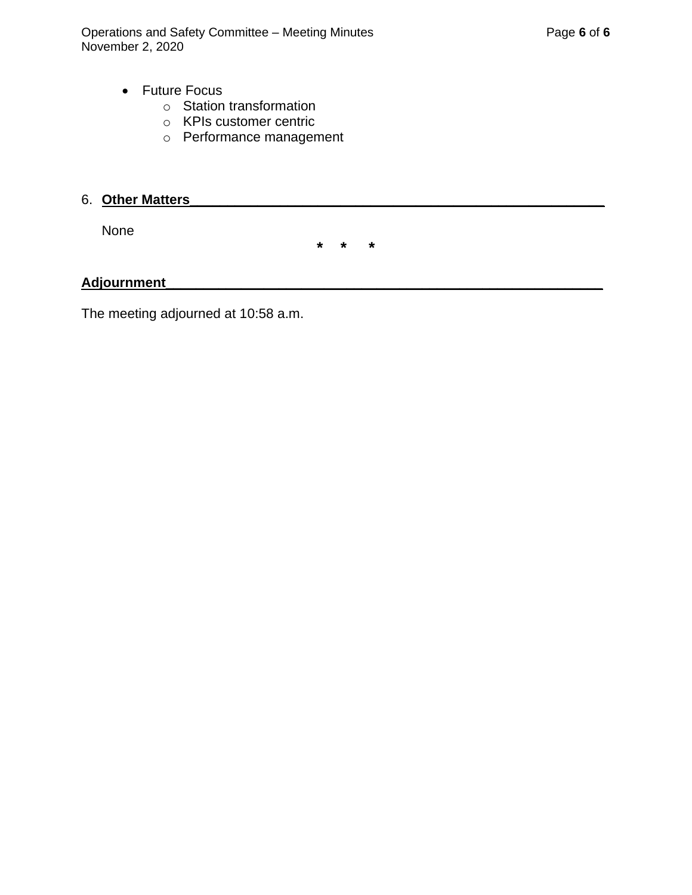- Future Focus
  - Station transformation
  - KPIs customer centric
  - Performance management

6. **Other Matters**

   None

\* \* \*

**Adjournment**

The meeting adjourned at 10:58 a.m.